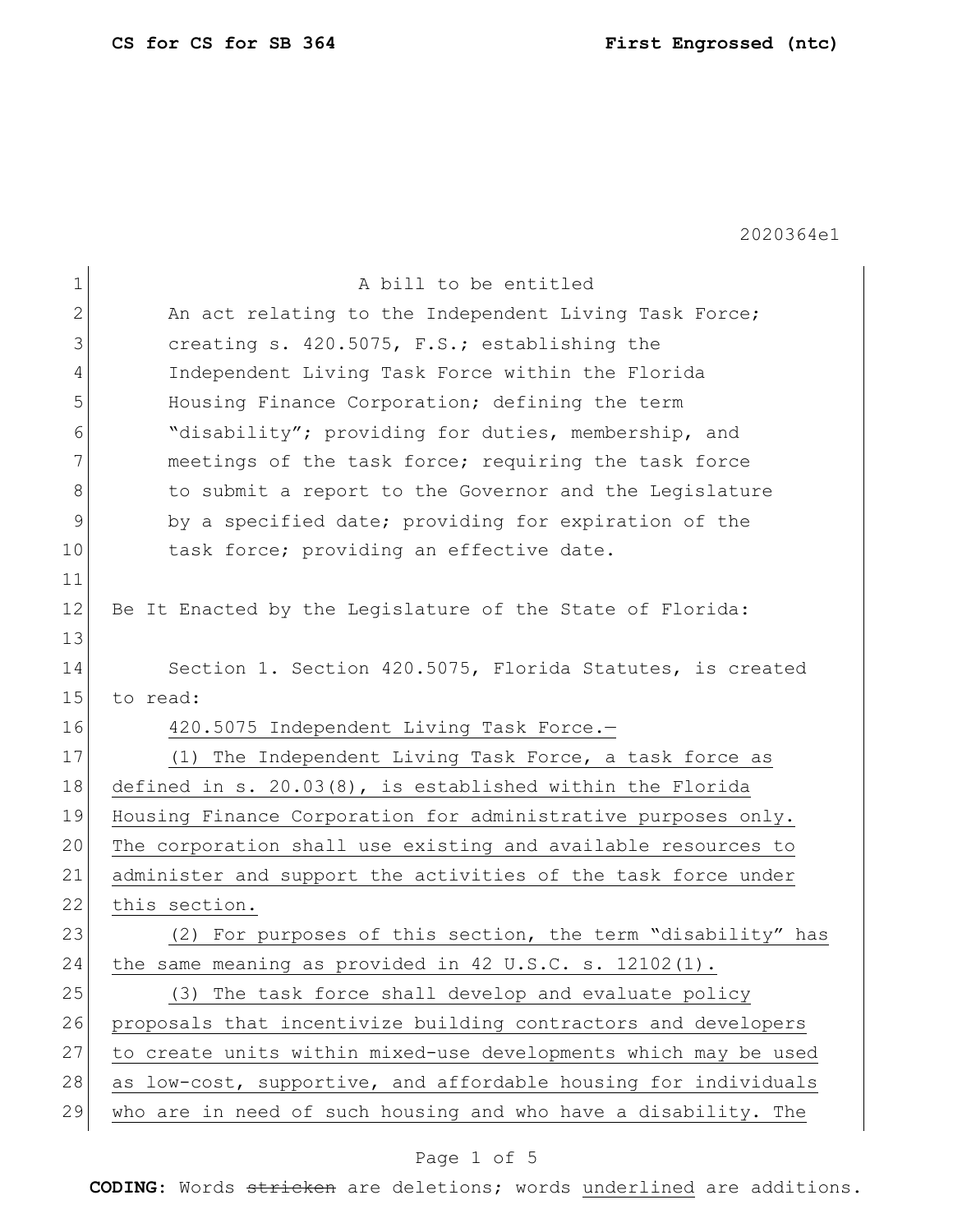2020364e1

A bill to be entitled

An act relating to the Independent Living Task Force; creating s. 420.5075, F.S.; establishing the Independent Living Task Force within the Florida Housing Finance Corporation; defining the term "disability"; providing for duties, membership, and meetings of the task force; requiring the task force to submit a report to the Governor and the Legislature by a specified date; providing for expiration of the task force; providing an effective date.

Be It Enacted by the Legislature of the State of Florida:

Section 1. Section 420.5075, Florida Statutes, is created to read:

420.5075 Independent Living Task Force.—

(1) The Independent Living Task Force, a task force as defined in s. 20.03(8), is established within the Florida Housing Finance Corporation for administrative purposes only. The corporation shall use existing and available resources to administer and support the activities of the task force under this section.

(2) For purposes of this section, the term "disability" has the same meaning as provided in 42 U.S.C. s. 12102(1).

(3) The task force shall develop and evaluate policy proposals that incentivize building contractors and developers to create units within mixed-use developments which may be used as low-cost, supportive, and affordable housing for individuals who are in need of such housing and who have a disability. The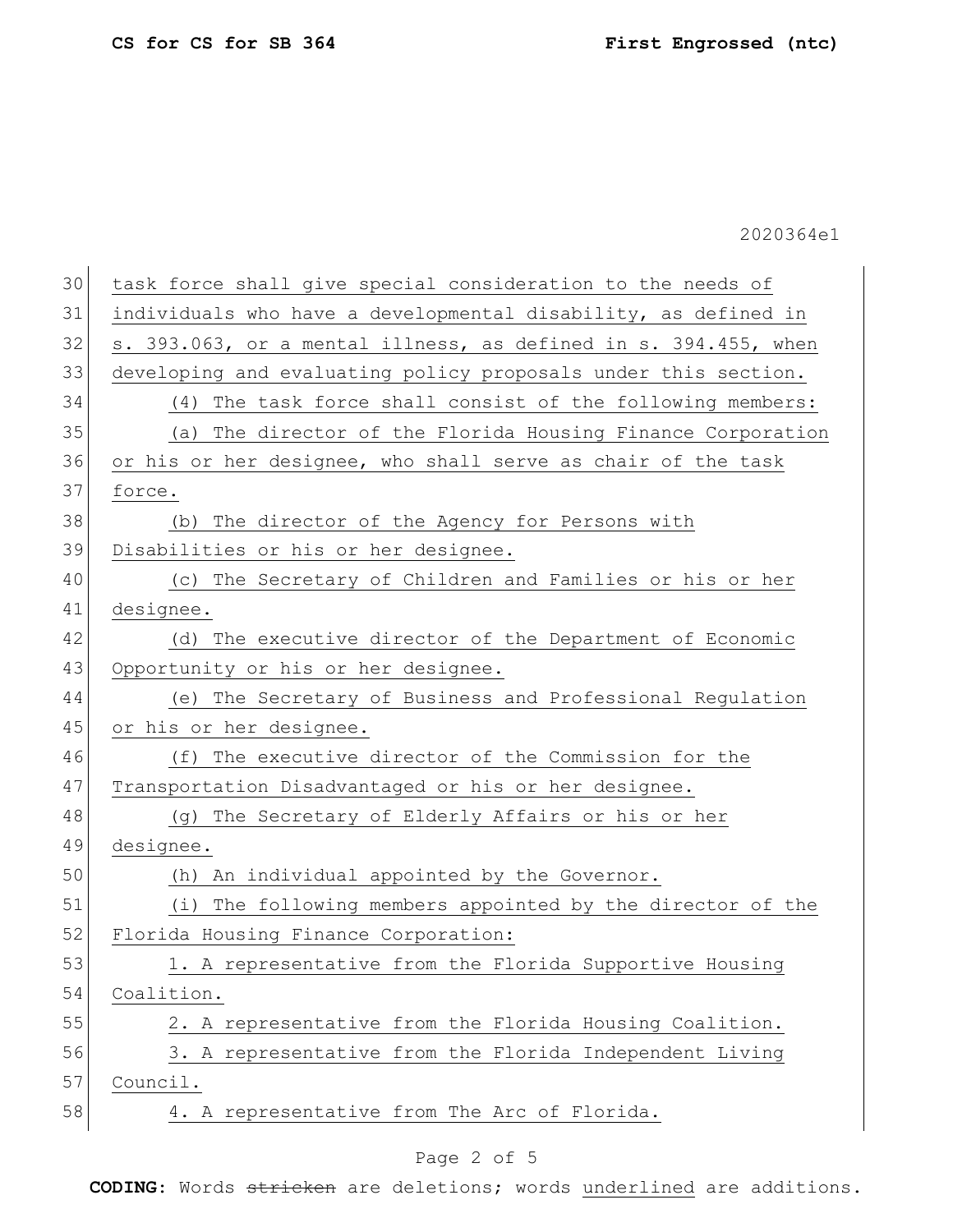task force shall give special consideration to the needs of individuals who have a developmental disability, as defined in s. 393.063, or a mental illness, as defined in s. 394.455, when developing and evaluating policy proposals under this section.

(4) The task force shall consist of the following members:

(a) The director of the Florida Housing Finance Corporation or his or her designee, who shall serve as chair of the task force.

(b) The director of the Agency for Persons with Disabilities or his or her designee.

(c) The Secretary of Children and Families or his or her designee.

(d) The executive director of the Department of Economic Opportunity or his or her designee.

(e) The Secretary of Business and Professional Regulation or his or her designee.

(f) The executive director of the Commission for the Transportation Disadvantaged or his or her designee.

(g) The Secretary of Elderly Affairs or his or her designee.

(h) An individual appointed by the Governor.

(i) The following members appointed by the director of the Florida Housing Finance Corporation:

1. A representative from the Florida Supportive Housing Coalition.

2. A representative from the Florida Housing Coalition.

3. A representative from the Florida Independent Living Council.

4. A representative from The Arc of Florida.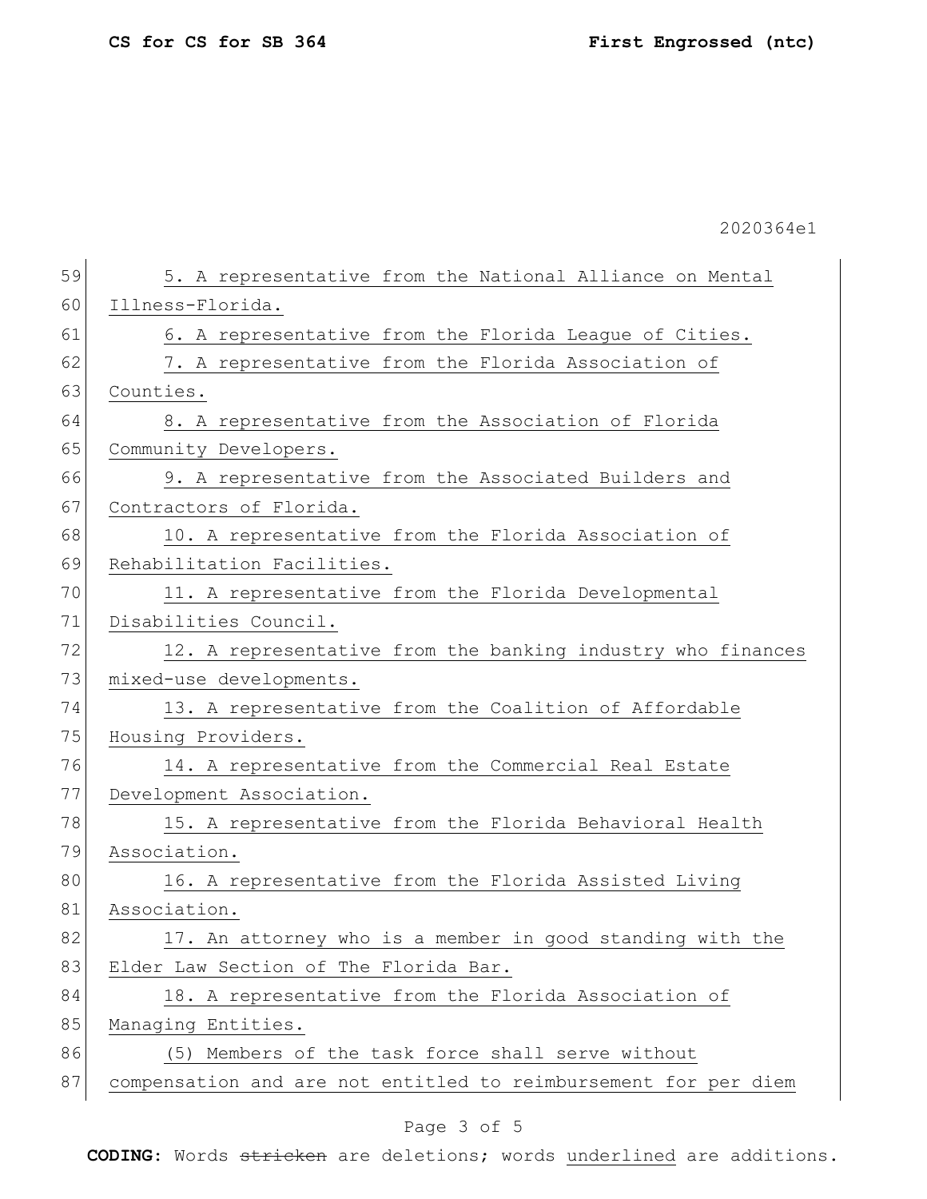5. A representative from the National Alliance on Mental Illness-Florida.

6. A representative from the Florida League of Cities.

7. A representative from the Florida Association of Counties.

8. A representative from the Association of Florida Community Developers.

9. A representative from the Associated Builders and Contractors of Florida.

10. A representative from the Florida Association of Rehabilitation Facilities.

11. A representative from the Florida Developmental Disabilities Council.

12. A representative from the banking industry who finances mixed-use developments.

13. A representative from the Coalition of Affordable Housing Providers.

14. A representative from the Commercial Real Estate Development Association.

15. A representative from the Florida Behavioral Health Association.

16. A representative from the Florida Assisted Living Association.

17. An attorney who is a member in good standing with the Elder Law Section of The Florida Bar.

18. A representative from the Florida Association of Managing Entities.

(5) Members of the task force shall serve without compensation and are not entitled to reimbursement for per diem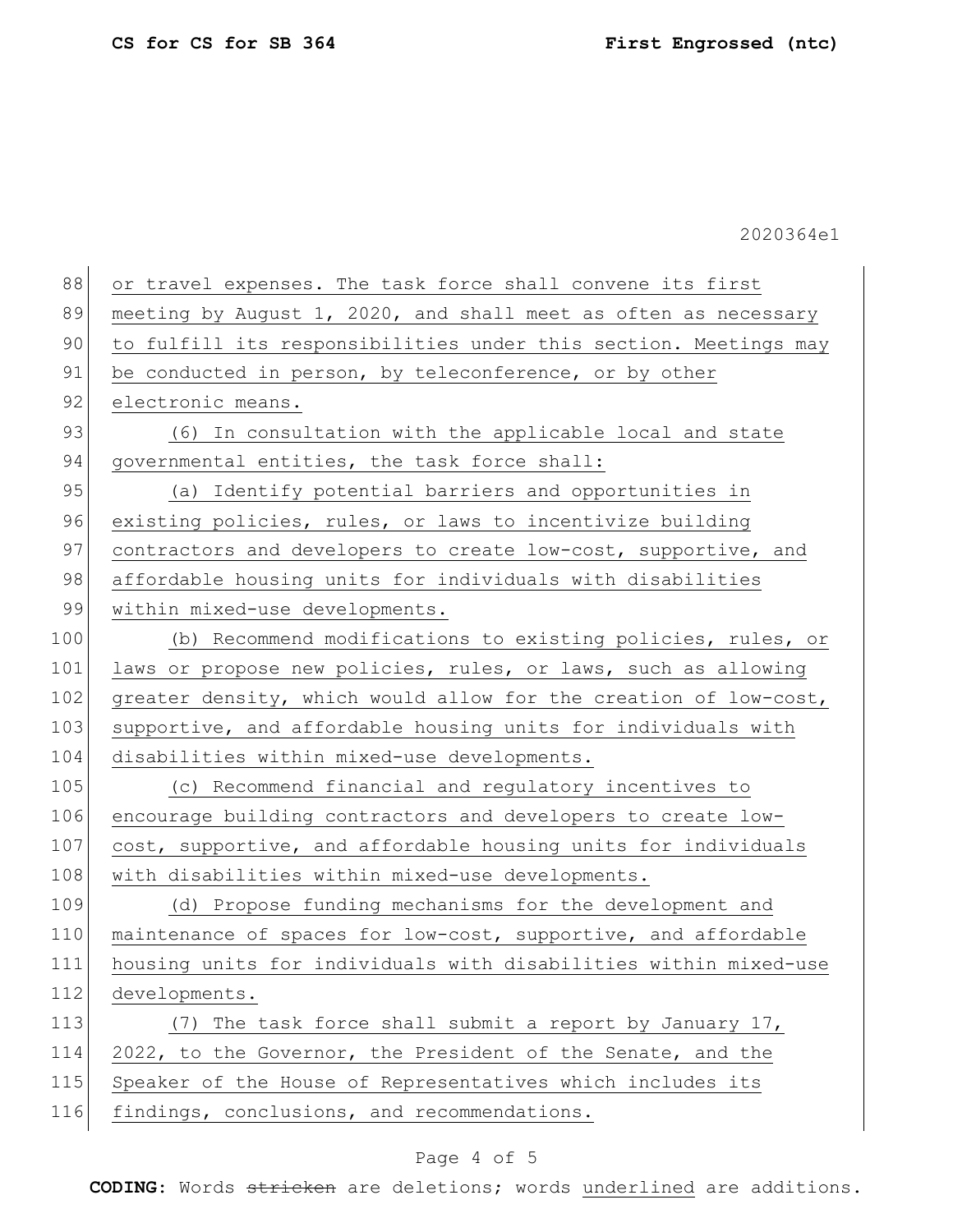or travel expenses. The task force shall convene its first meeting by August 1, 2020, and shall meet as often as necessary to fulfill its responsibilities under this section. Meetings may be conducted in person, by teleconference, or by other electronic means.

(6) In consultation with the applicable local and state governmental entities, the task force shall:

(a) Identify potential barriers and opportunities in existing policies, rules, or laws to incentivize building contractors and developers to create low-cost, supportive, and affordable housing units for individuals with disabilities within mixed-use developments.

(b) Recommend modifications to existing policies, rules, or laws or propose new policies, rules, or laws, such as allowing greater density, which would allow for the creation of low-cost, supportive, and affordable housing units for individuals with disabilities within mixed-use developments.

(c) Recommend financial and regulatory incentives to encourage building contractors and developers to create low-cost, supportive, and affordable housing units for individuals with disabilities within mixed-use developments.

(d) Propose funding mechanisms for the development and maintenance of spaces for low-cost, supportive, and affordable housing units for individuals with disabilities within mixed-use developments.

(7) The task force shall submit a report by January 17, 2022, to the Governor, the President of the Senate, and the Speaker of the House of Representatives which includes its findings, conclusions, and recommendations.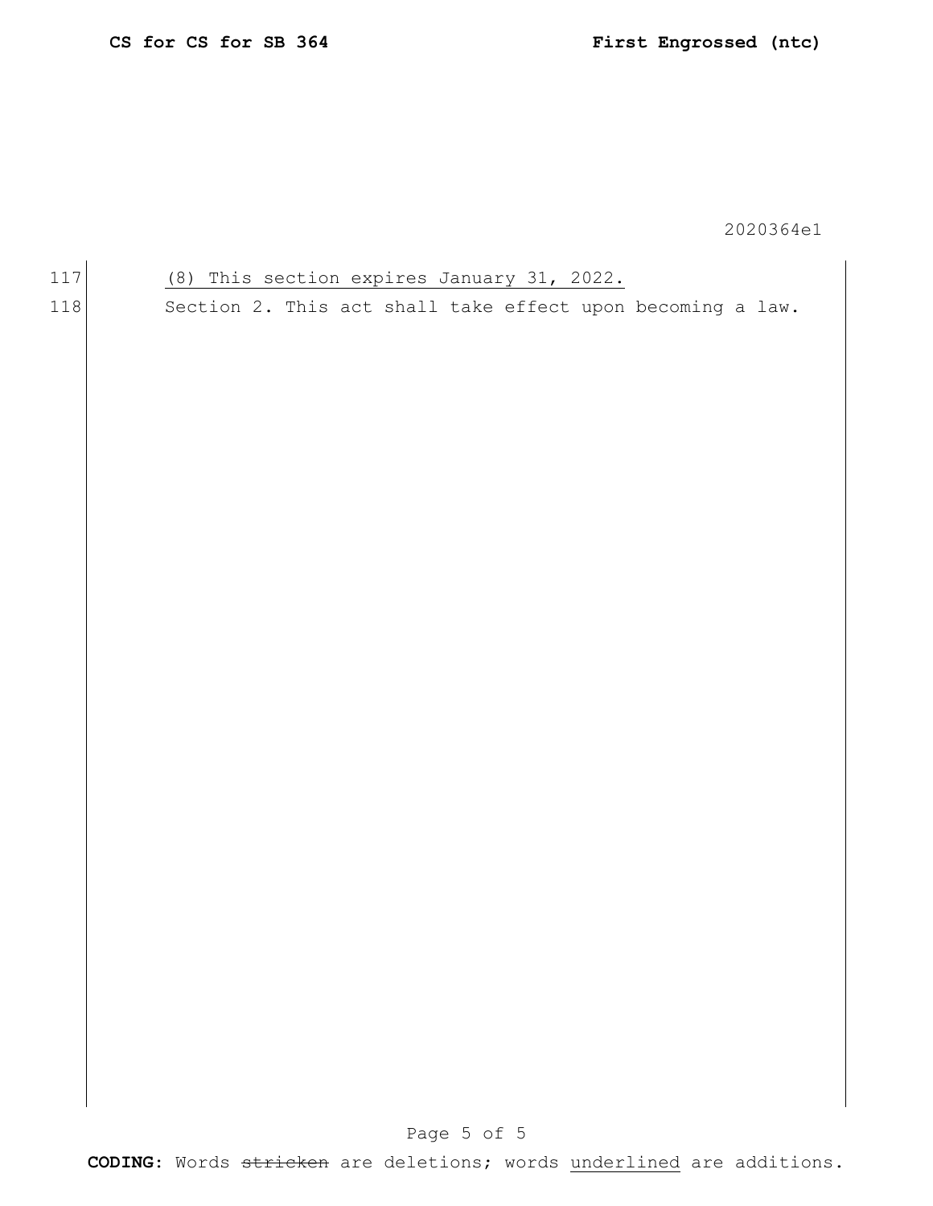117 <u>(8) This section expires January 31, 2022.</u>

118 Section 2. This act shall take effect upon becoming a law.